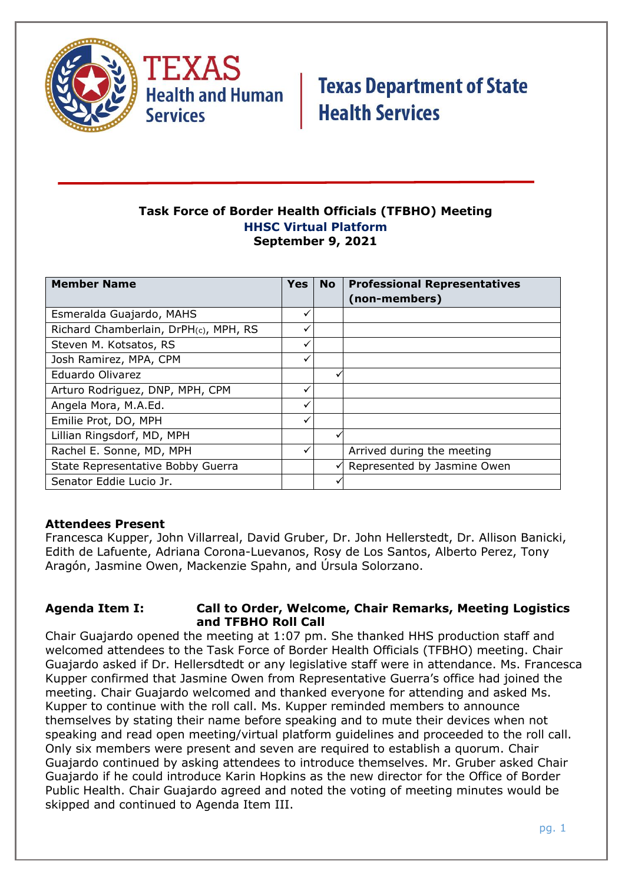Texas Health and Human Services | Texas Department of State Health Services

**Task Force of Border Health Officials (TFBHO) Meeting**
**HHSC Virtual Platform**
**September 9, 2021**

| Member Name | Yes | No | Professional Representatives (non-members) |
|---|---|---|---|
| Esmeralda Guajardo, MAHS | ✓ | | |
| Richard Chamberlain, DrPH(c), MPH, RS | ✓ | | |
| Steven M. Kotsatos, RS | ✓ | | |
| Josh Ramirez, MPA, CPM | ✓ | | |
| Eduardo Olivarez | | ✓ | |
| Arturo Rodriguez, DNP, MPH, CPM | ✓ | | |
| Angela Mora, M.A.Ed. | ✓ | | |
| Emilie Prot, DO, MPH | ✓ | | |
| Lillian Ringsdorf, MD, MPH | | ✓ | |
| Rachel E. Sonne, MD, MPH | ✓ | | Arrived during the meeting |
| State Representative Bobby Guerra | | ✓ | Represented by Jasmine Owen |
| Senator Eddie Lucio Jr. | | ✓ | |

**Attendees Present**
Francesca Kupper, John Villarreal, David Gruber, Dr. John Hellerstedt, Dr. Allison Banicki, Edith de Lafuente, Adriana Corona-Luevanos, Rosy de Los Santos, Alberto Perez, Tony Aragón, Jasmine Owen, Mackenzie Spahn, and Úrsula Solorzano.

**Agenda Item I: Call to Order, Welcome, Chair Remarks, Meeting Logistics and TFBHO Roll Call**

Chair Guajardo opened the meeting at 1:07 pm. She thanked HHS production staff and welcomed attendees to the Task Force of Border Health Officials (TFBHO) meeting. Chair Guajardo asked if Dr. Hellersdtedt or any legislative staff were in attendance. Ms. Francesca Kupper confirmed that Jasmine Owen from Representative Guerra's office had joined the meeting. Chair Guajardo welcomed and thanked everyone for attending and asked Ms. Kupper to continue with the roll call. Ms. Kupper reminded members to announce themselves by stating their name before speaking and to mute their devices when not speaking and read open meeting/virtual platform guidelines and proceeded to the roll call. Only six members were present and seven are required to establish a quorum. Chair Guajardo continued by asking attendees to introduce themselves. Mr. Gruber asked Chair Guajardo if he could introduce Karin Hopkins as the new director for the Office of Border Public Health. Chair Guajardo agreed and noted the voting of meeting minutes would be skipped and continued to Agenda Item III.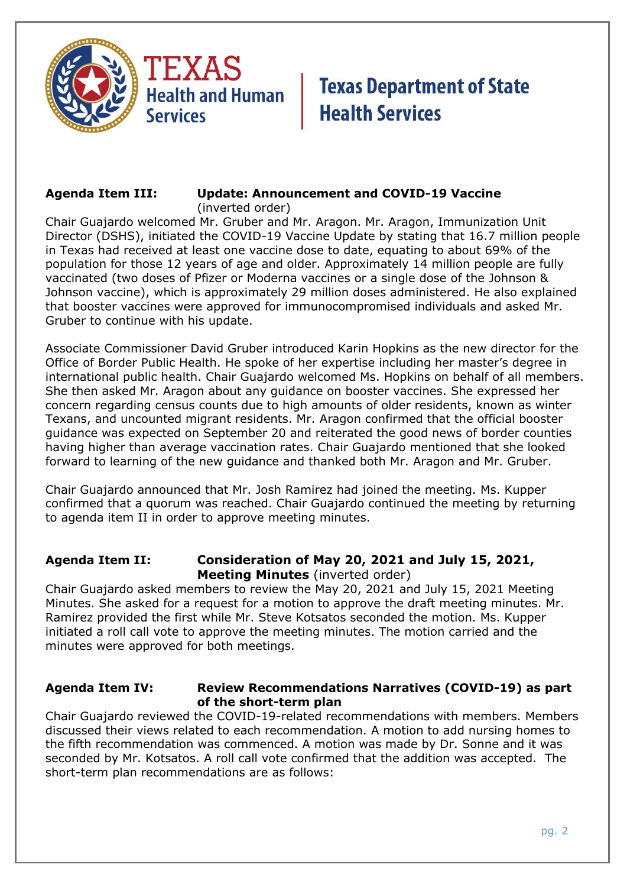**Agenda Item III: Update: Announcement and COVID-19 Vaccine** (inverted order)

Chair Guajardo welcomed Mr. Gruber and Mr. Aragon. Mr. Aragon, Immunization Unit Director (DSHS), initiated the COVID-19 Vaccine Update by stating that 16.7 million people in Texas had received at least one vaccine dose to date, equating to about 69% of the population for those 12 years of age and older. Approximately 14 million people are fully vaccinated (two doses of Pfizer or Moderna vaccines or a single dose of the Johnson & Johnson vaccine), which is approximately 29 million doses administered. He also explained that booster vaccines were approved for immunocompromised individuals and asked Mr. Gruber to continue with his update.

Associate Commissioner David Gruber introduced Karin Hopkins as the new director for the Office of Border Public Health. He spoke of her expertise including her master's degree in international public health. Chair Guajardo welcomed Ms. Hopkins on behalf of all members. She then asked Mr. Aragon about any guidance on booster vaccines. She expressed her concern regarding census counts due to high amounts of older residents, known as winter Texans, and uncounted migrant residents. Mr. Aragon confirmed that the official booster guidance was expected on September 20 and reiterated the good news of border counties having higher than average vaccination rates. Chair Guajardo mentioned that she looked forward to learning of the new guidance and thanked both Mr. Aragon and Mr. Gruber.

Chair Guajardo announced that Mr. Josh Ramirez had joined the meeting. Ms. Kupper confirmed that a quorum was reached. Chair Guajardo continued the meeting by returning to agenda item II in order to approve meeting minutes.

**Agenda Item II: Consideration of May 20, 2021 and July 15, 2021, Meeting Minutes** (inverted order)

Chair Guajardo asked members to review the May 20, 2021 and July 15, 2021 Meeting Minutes. She asked for a request for a motion to approve the draft meeting minutes. Mr. Ramirez provided the first while Mr. Steve Kotsatos seconded the motion. Ms. Kupper initiated a roll call vote to approve the meeting minutes. The motion carried and the minutes were approved for both meetings.

**Agenda Item IV: Review Recommendations Narratives (COVID-19) as part of the short-term plan**

Chair Guajardo reviewed the COVID-19-related recommendations with members. Members discussed their views related to each recommendation. A motion to add nursing homes to the fifth recommendation was commenced. A motion was made by Dr. Sonne and it was seconded by Mr. Kotsatos. A roll call vote confirmed that the addition was accepted. The short-term plan recommendations are as follows: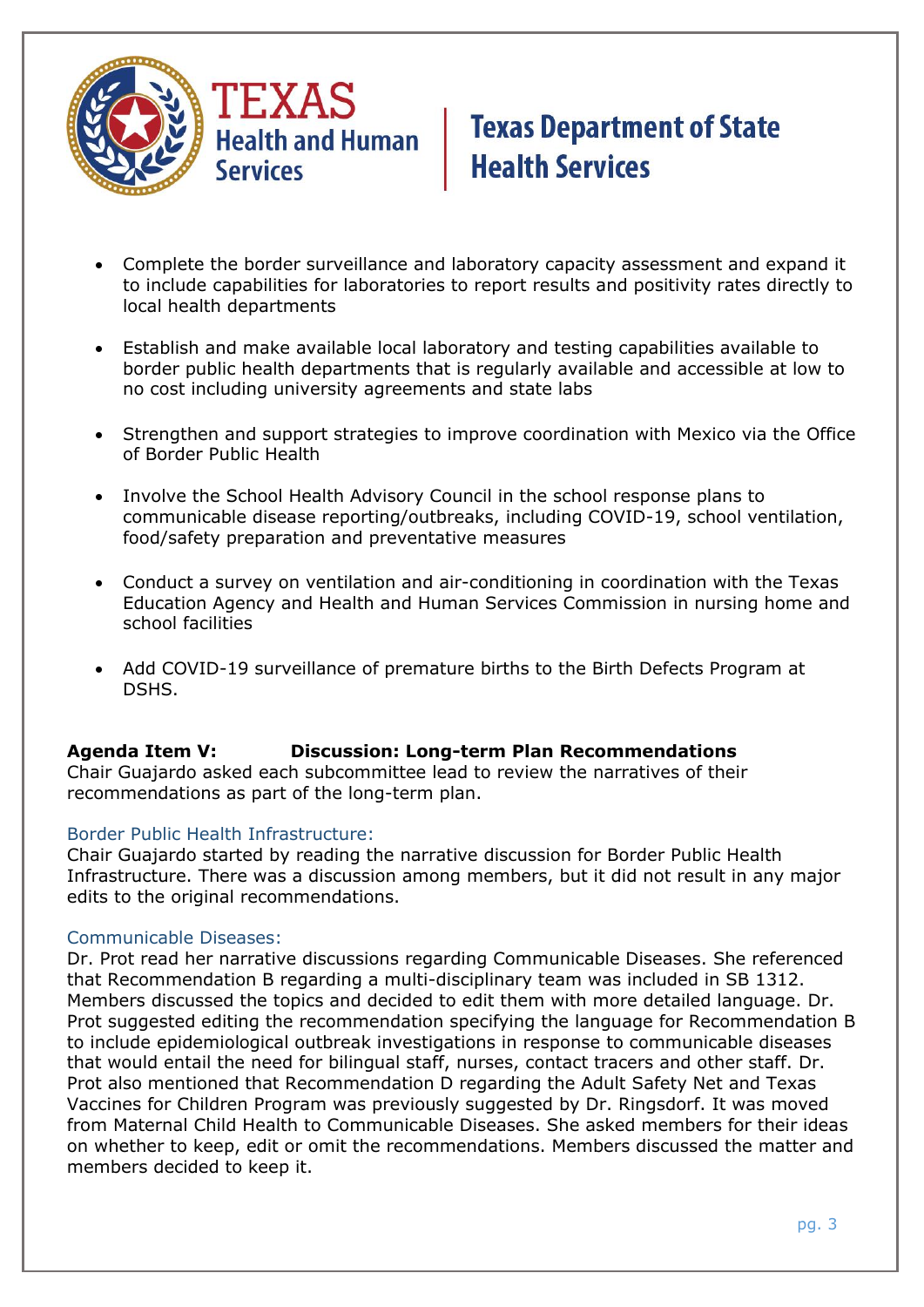- Complete the border surveillance and laboratory capacity assessment and expand it to include capabilities for laboratories to report results and positivity rates directly to local health departments

- Establish and make available local laboratory and testing capabilities available to border public health departments that is regularly available and accessible at low to no cost including university agreements and state labs

- Strengthen and support strategies to improve coordination with Mexico via the Office of Border Public Health

- Involve the School Health Advisory Council in the school response plans to communicable disease reporting/outbreaks, including COVID-19, school ventilation, food/safety preparation and preventative measures

- Conduct a survey on ventilation and air-conditioning in coordination with the Texas Education Agency and Health and Human Services Commission in nursing home and school facilities

- Add COVID-19 surveillance of premature births to the Birth Defects Program at DSHS.

**Agenda Item V: Discussion: Long-term Plan Recommendations**

Chair Guajardo asked each subcommittee lead to review the narratives of their recommendations as part of the long-term plan.

### Border Public Health Infrastructure:

Chair Guajardo started by reading the narrative discussion for Border Public Health Infrastructure. There was a discussion among members, but it did not result in any major edits to the original recommendations.

### Communicable Diseases:

Dr. Prot read her narrative discussions regarding Communicable Diseases. She referenced that Recommendation B regarding a multi-disciplinary team was included in SB 1312. Members discussed the topics and decided to edit them with more detailed language. Dr. Prot suggested editing the recommendation specifying the language for Recommendation B to include epidemiological outbreak investigations in response to communicable diseases that would entail the need for bilingual staff, nurses, contact tracers and other staff. Dr. Prot also mentioned that Recommendation D regarding the Adult Safety Net and Texas Vaccines for Children Program was previously suggested by Dr. Ringsdorf. It was moved from Maternal Child Health to Communicable Diseases. She asked members for their ideas on whether to keep, edit or omit the recommendations. Members discussed the matter and members decided to keep it.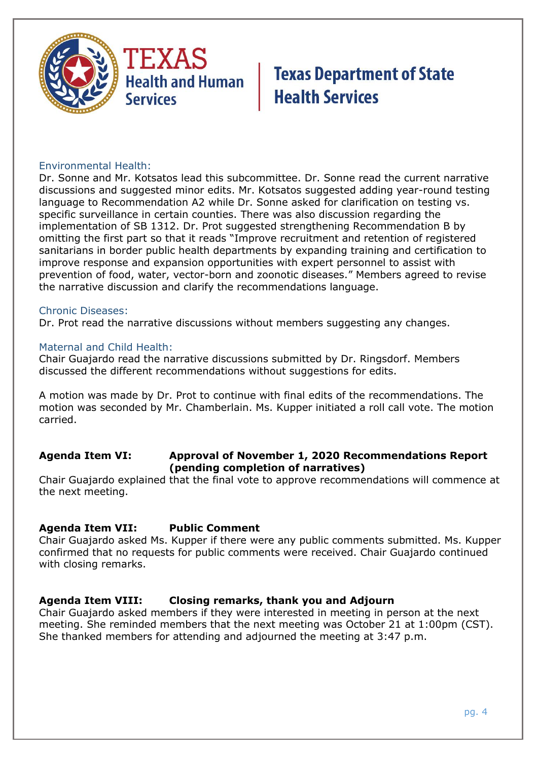### Environmental Health:

Dr. Sonne and Mr. Kotsatos lead this subcommittee. Dr. Sonne read the current narrative discussions and suggested minor edits. Mr. Kotsatos suggested adding year-round testing language to Recommendation A2 while Dr. Sonne asked for clarification on testing vs. specific surveillance in certain counties. There was also discussion regarding the implementation of SB 1312. Dr. Prot suggested strengthening Recommendation B by omitting the first part so that it reads "Improve recruitment and retention of registered sanitarians in border public health departments by expanding training and certification to improve response and expansion opportunities with expert personnel to assist with prevention of food, water, vector-born and zoonotic diseases." Members agreed to revise the narrative discussion and clarify the recommendations language.

### Chronic Diseases:

Dr. Prot read the narrative discussions without members suggesting any changes.

### Maternal and Child Health:

Chair Guajardo read the narrative discussions submitted by Dr. Ringsdorf. Members discussed the different recommendations without suggestions for edits.

A motion was made by Dr. Prot to continue with final edits of the recommendations. The motion was seconded by Mr. Chamberlain. Ms. Kupper initiated a roll call vote. The motion carried.

**Agenda Item VI: Approval of November 1, 2020 Recommendations Report (pending completion of narratives)**

Chair Guajardo explained that the final vote to approve recommendations will commence at the next meeting.

**Agenda Item VII: Public Comment**

Chair Guajardo asked Ms. Kupper if there were any public comments submitted. Ms. Kupper confirmed that no requests for public comments were received. Chair Guajardo continued with closing remarks.

**Agenda Item VIII: Closing remarks, thank you and Adjourn**

Chair Guajardo asked members if they were interested in meeting in person at the next meeting. She reminded members that the next meeting was October 21 at 1:00pm (CST). She thanked members for attending and adjourned the meeting at 3:47 p.m.